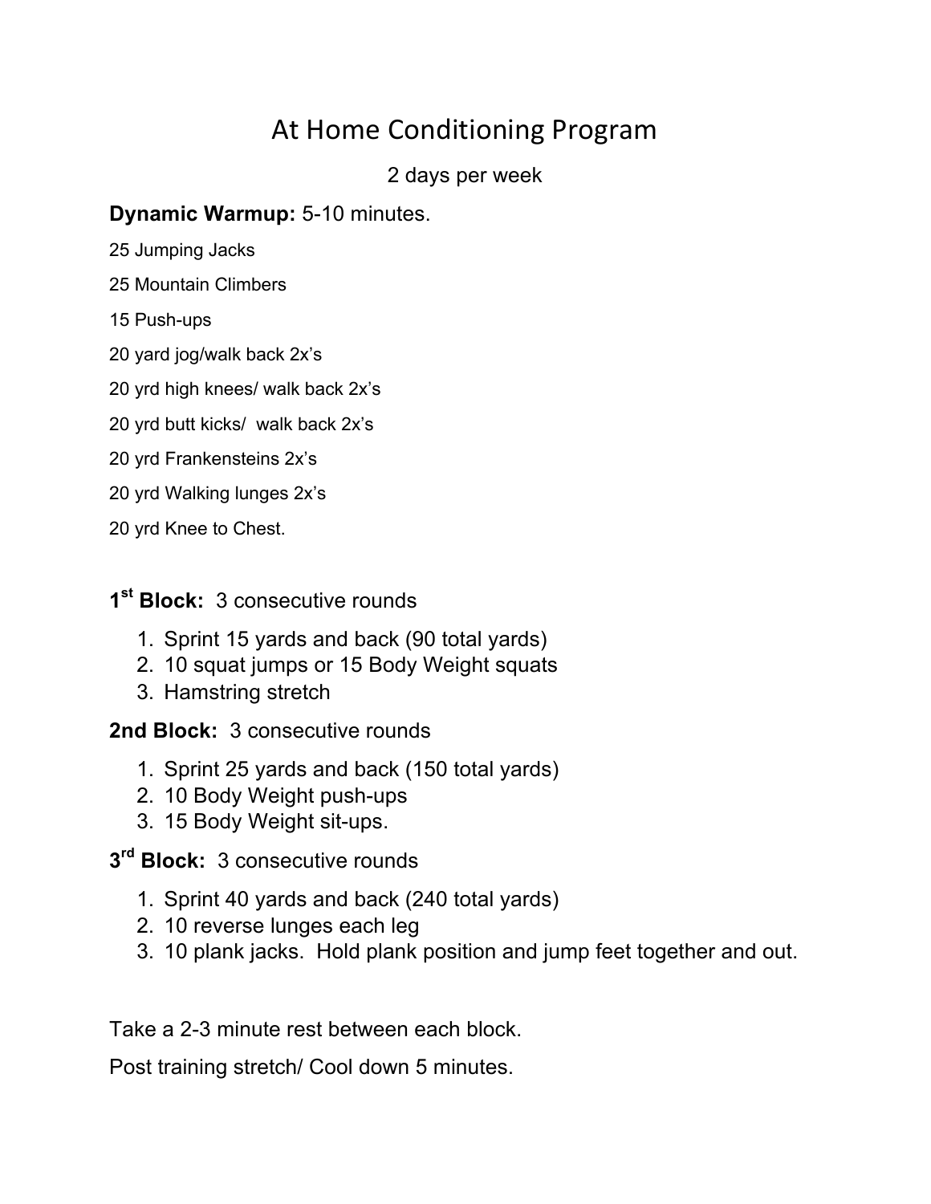# At Home Conditioning Program

2 days per week

**Dynamic Warmup:** 5-10 minutes.

25 Jumping Jacks

25 Mountain Climbers

15 Push-ups

20 yard jog/walk back 2x's

20 yrd high knees/ walk back 2x's

20 yrd butt kicks/ walk back 2x's

20 yrd Frankensteins 2x's

20 yrd Walking lunges 2x's

20 yrd Knee to Chest.

**1st Block:** 3 consecutive rounds

1. Sprint 15 yards and back (90 total yards)
2. 10 squat jumps or 15 Body Weight squats
3. Hamstring stretch

**2nd Block:** 3 consecutive rounds

1. Sprint 25 yards and back (150 total yards)
2. 10 Body Weight push-ups
3. 15 Body Weight sit-ups.

**3rd Block:** 3 consecutive rounds

1. Sprint 40 yards and back (240 total yards)
2. 10 reverse lunges each leg
3. 10 plank jacks. Hold plank position and jump feet together and out.

Take a 2-3 minute rest between each block.

Post training stretch/ Cool down 5 minutes.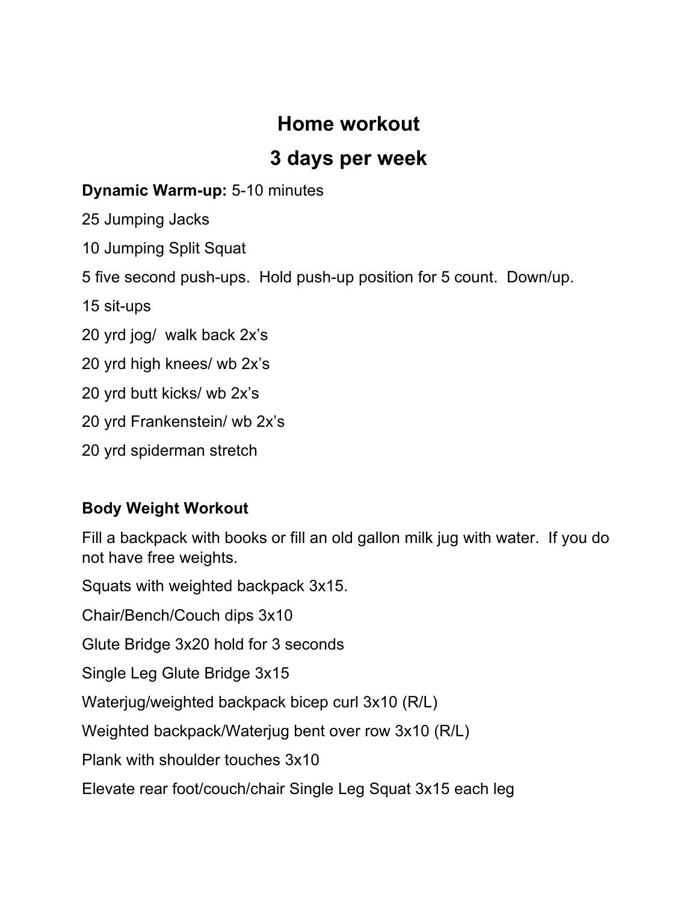# Home workout

## 3 days per week

**Dynamic Warm-up:** 5-10 minutes

25 Jumping Jacks

10 Jumping Split Squat

5 five second push-ups. Hold push-up position for 5 count. Down/up.

15 sit-ups

20 yrd jog/ walk back 2x's

20 yrd high knees/ wb 2x's

20 yrd butt kicks/ wb 2x's

20 yrd Frankenstein/ wb 2x's

20 yrd spiderman stretch

**Body Weight Workout**

Fill a backpack with books or fill an old gallon milk jug with water. If you do not have free weights.

Squats with weighted backpack 3x15.

Chair/Bench/Couch dips 3x10

Glute Bridge 3x20 hold for 3 seconds

Single Leg Glute Bridge 3x15

Waterjug/weighted backpack bicep curl 3x10 (R/L)

Weighted backpack/Waterjug bent over row 3x10 (R/L)

Plank with shoulder touches 3x10

Elevate rear foot/couch/chair Single Leg Squat 3x15 each leg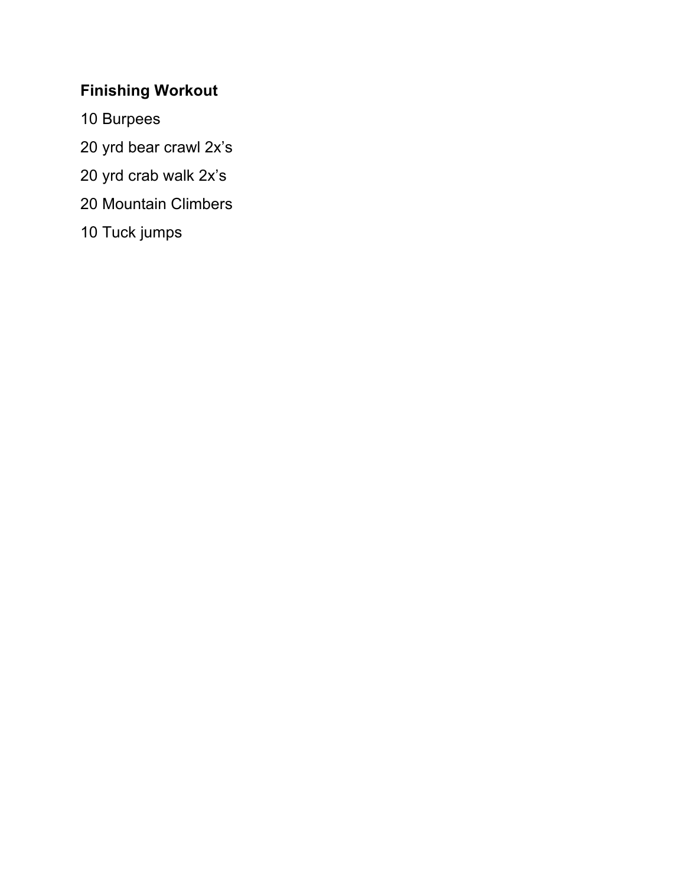**Finishing Workout**

10 Burpees

20 yrd bear crawl 2x's

20 yrd crab walk 2x's

20 Mountain Climbers

10 Tuck jumps